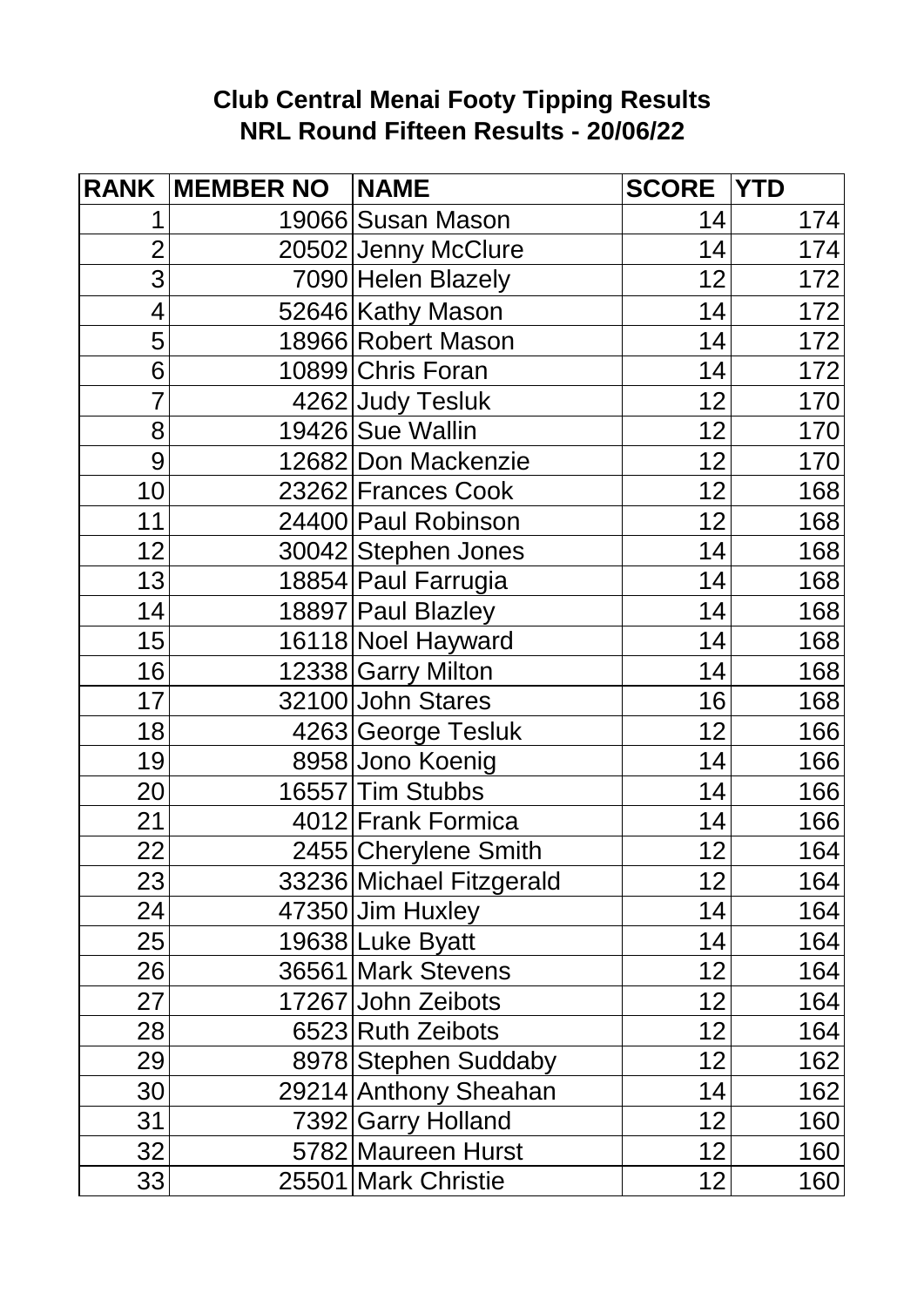## Club Central Menai Footy Tipping Results
## NRL Round Fifteen Results - 20/06/22

| RANK | MEMBER NO | NAME | SCORE | YTD |
|---|---|---|---|---|
| 1 | 19066 | Susan Mason | 14 | 174 |
| 2 | 20502 | Jenny McClure | 14 | 174 |
| 3 | 7090 | Helen Blazely | 12 | 172 |
| 4 | 52646 | Kathy Mason | 14 | 172 |
| 5 | 18966 | Robert Mason | 14 | 172 |
| 6 | 10899 | Chris Foran | 14 | 172 |
| 7 | 4262 | Judy Tesluk | 12 | 170 |
| 8 | 19426 | Sue Wallin | 12 | 170 |
| 9 | 12682 | Don Mackenzie | 12 | 170 |
| 10 | 23262 | Frances Cook | 12 | 168 |
| 11 | 24400 | Paul Robinson | 12 | 168 |
| 12 | 30042 | Stephen Jones | 14 | 168 |
| 13 | 18854 | Paul Farrugia | 14 | 168 |
| 14 | 18897 | Paul Blazley | 14 | 168 |
| 15 | 16118 | Noel Hayward | 14 | 168 |
| 16 | 12338 | Garry Milton | 14 | 168 |
| 17 | 32100 | John Stares | 16 | 168 |
| 18 | 4263 | George Tesluk | 12 | 166 |
| 19 | 8958 | Jono Koenig | 14 | 166 |
| 20 | 16557 | Tim Stubbs | 14 | 166 |
| 21 | 4012 | Frank Formica | 14 | 166 |
| 22 | 2455 | Cherylene Smith | 12 | 164 |
| 23 | 33236 | Michael Fitzgerald | 12 | 164 |
| 24 | 47350 | Jim Huxley | 14 | 164 |
| 25 | 19638 | Luke Byatt | 14 | 164 |
| 26 | 36561 | Mark Stevens | 12 | 164 |
| 27 | 17267 | John Zeibots | 12 | 164 |
| 28 | 6523 | Ruth Zeibots | 12 | 164 |
| 29 | 8978 | Stephen Suddaby | 12 | 162 |
| 30 | 29214 | Anthony Sheahan | 14 | 162 |
| 31 | 7392 | Garry Holland | 12 | 160 |
| 32 | 5782 | Maureen Hurst | 12 | 160 |
| 33 | 25501 | Mark Christie | 12 | 160 |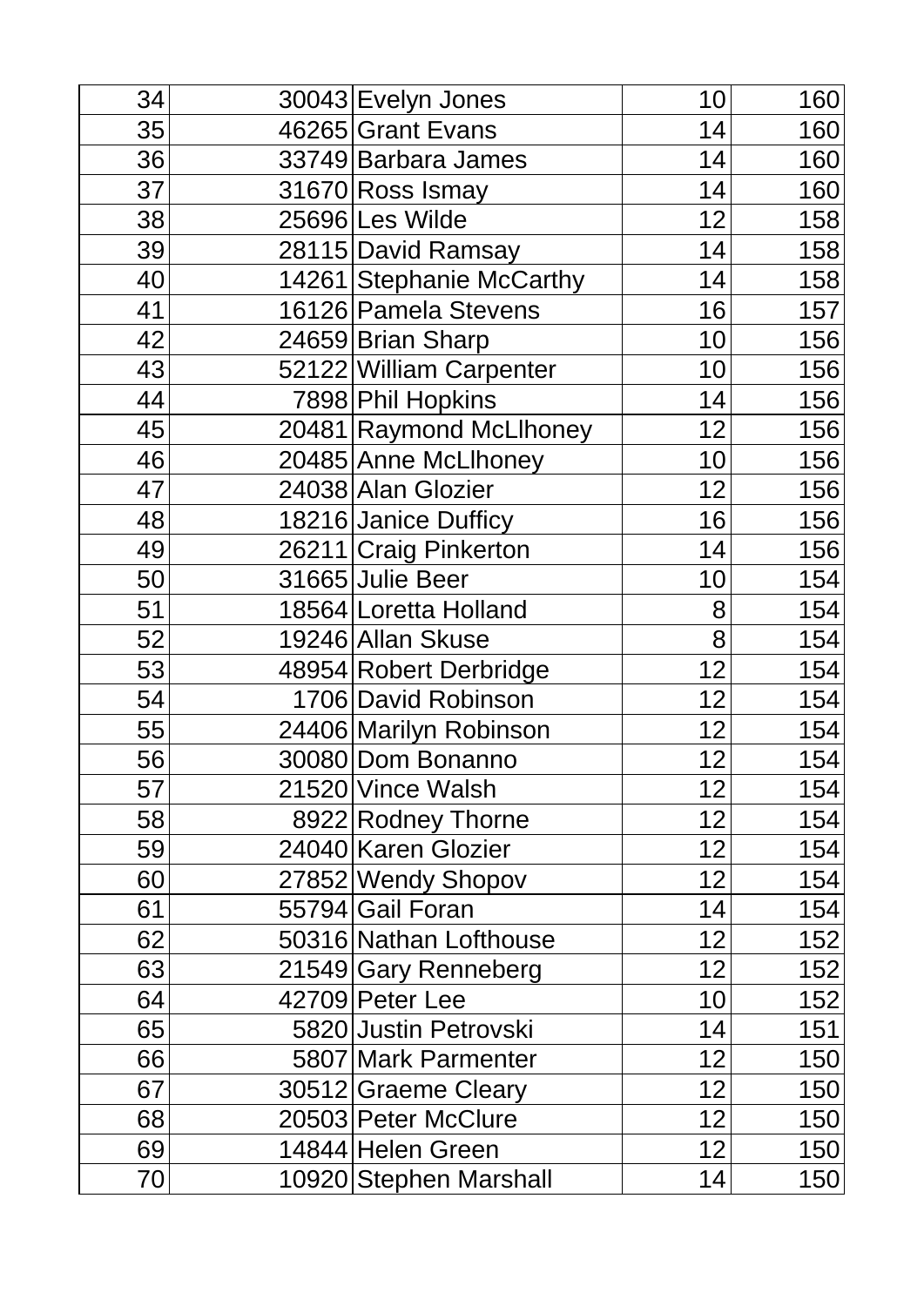| 34 | 30043 | Evelyn Jones | 10 | 160 |
|---|---|---|---|---|
| 35 | 46265 | Grant Evans | 14 | 160 |
| 36 | 33749 | Barbara James | 14 | 160 |
| 37 | 31670 | Ross Ismay | 14 | 160 |
| 38 | 25696 | Les Wilde | 12 | 158 |
| 39 | 28115 | David Ramsay | 14 | 158 |
| 40 | 14261 | Stephanie McCarthy | 14 | 158 |
| 41 | 16126 | Pamela Stevens | 16 | 157 |
| 42 | 24659 | Brian Sharp | 10 | 156 |
| 43 | 52122 | William Carpenter | 10 | 156 |
| 44 | 7898 | Phil Hopkins | 14 | 156 |
| 45 | 20481 | Raymond McLlhoney | 12 | 156 |
| 46 | 20485 | Anne McLlhoney | 10 | 156 |
| 47 | 24038 | Alan Glozier | 12 | 156 |
| 48 | 18216 | Janice Dufficy | 16 | 156 |
| 49 | 26211 | Craig Pinkerton | 14 | 156 |
| 50 | 31665 | Julie Beer | 10 | 154 |
| 51 | 18564 | Loretta Holland | 8 | 154 |
| 52 | 19246 | Allan Skuse | 8 | 154 |
| 53 | 48954 | Robert Derbridge | 12 | 154 |
| 54 | 1706 | David Robinson | 12 | 154 |
| 55 | 24406 | Marilyn Robinson | 12 | 154 |
| 56 | 30080 | Dom Bonanno | 12 | 154 |
| 57 | 21520 | Vince Walsh | 12 | 154 |
| 58 | 8922 | Rodney Thorne | 12 | 154 |
| 59 | 24040 | Karen Glozier | 12 | 154 |
| 60 | 27852 | Wendy Shopov | 12 | 154 |
| 61 | 55794 | Gail Foran | 14 | 154 |
| 62 | 50316 | Nathan Lofthouse | 12 | 152 |
| 63 | 21549 | Gary Renneberg | 12 | 152 |
| 64 | 42709 | Peter Lee | 10 | 152 |
| 65 | 5820 | Justin Petrovski | 14 | 151 |
| 66 | 5807 | Mark Parmenter | 12 | 150 |
| 67 | 30512 | Graeme Cleary | 12 | 150 |
| 68 | 20503 | Peter McClure | 12 | 150 |
| 69 | 14844 | Helen Green | 12 | 150 |
| 70 | 10920 | Stephen Marshall | 14 | 150 |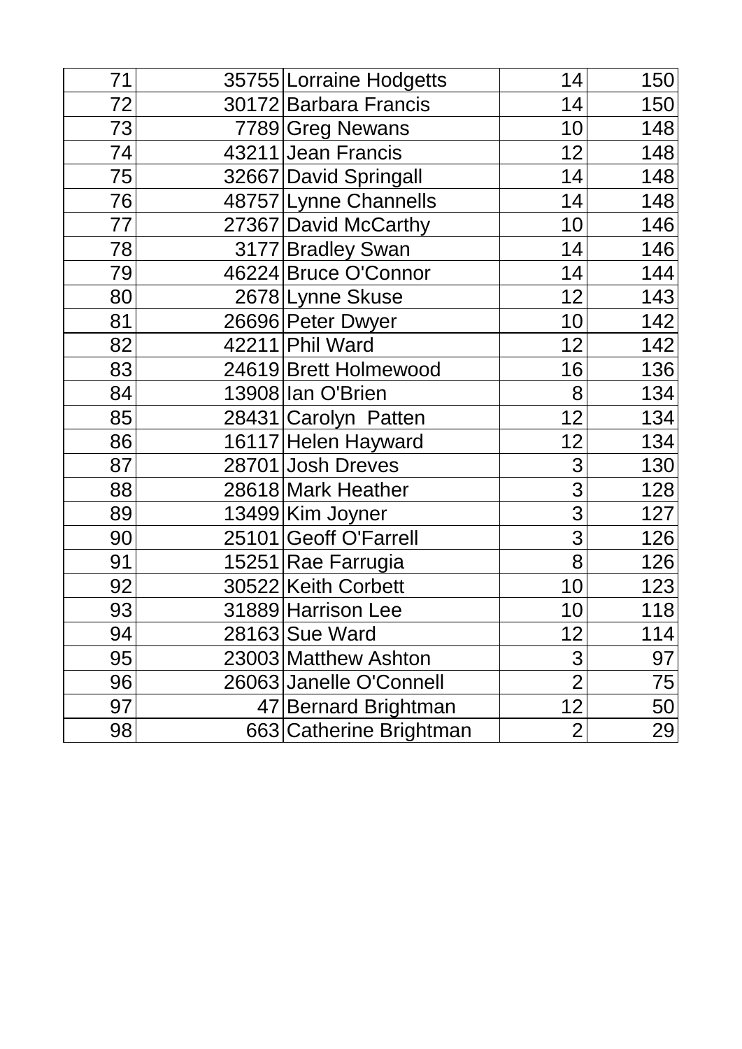| | | | | |
|---|---|---|---|---|
| 71 | 35755 | Lorraine Hodgetts | 14 | 150 |
| 72 | 30172 | Barbara Francis | 14 | 150 |
| 73 | 7789 | Greg Newans | 10 | 148 |
| 74 | 43211 | Jean Francis | 12 | 148 |
| 75 | 32667 | David Springall | 14 | 148 |
| 76 | 48757 | Lynne Channells | 14 | 148 |
| 77 | 27367 | David McCarthy | 10 | 146 |
| 78 | 3177 | Bradley Swan | 14 | 146 |
| 79 | 46224 | Bruce O'Connor | 14 | 144 |
| 80 | 2678 | Lynne Skuse | 12 | 143 |
| 81 | 26696 | Peter Dwyer | 10 | 142 |
| 82 | 42211 | Phil Ward | 12 | 142 |
| 83 | 24619 | Brett Holmewood | 16 | 136 |
| 84 | 13908 | Ian O'Brien | 8 | 134 |
| 85 | 28431 | Carolyn  Patten | 12 | 134 |
| 86 | 16117 | Helen Hayward | 12 | 134 |
| 87 | 28701 | Josh Dreves | 3 | 130 |
| 88 | 28618 | Mark Heather | 3 | 128 |
| 89 | 13499 | Kim Joyner | 3 | 127 |
| 90 | 25101 | Geoff O'Farrell | 3 | 126 |
| 91 | 15251 | Rae Farrugia | 8 | 126 |
| 92 | 30522 | Keith Corbett | 10 | 123 |
| 93 | 31889 | Harrison Lee | 10 | 118 |
| 94 | 28163 | Sue Ward | 12 | 114 |
| 95 | 23003 | Matthew Ashton | 3 | 97 |
| 96 | 26063 | Janelle O'Connell | 2 | 75 |
| 97 | 47 | Bernard Brightman | 12 | 50 |
| 98 | 663 | Catherine Brightman | 2 | 29 |